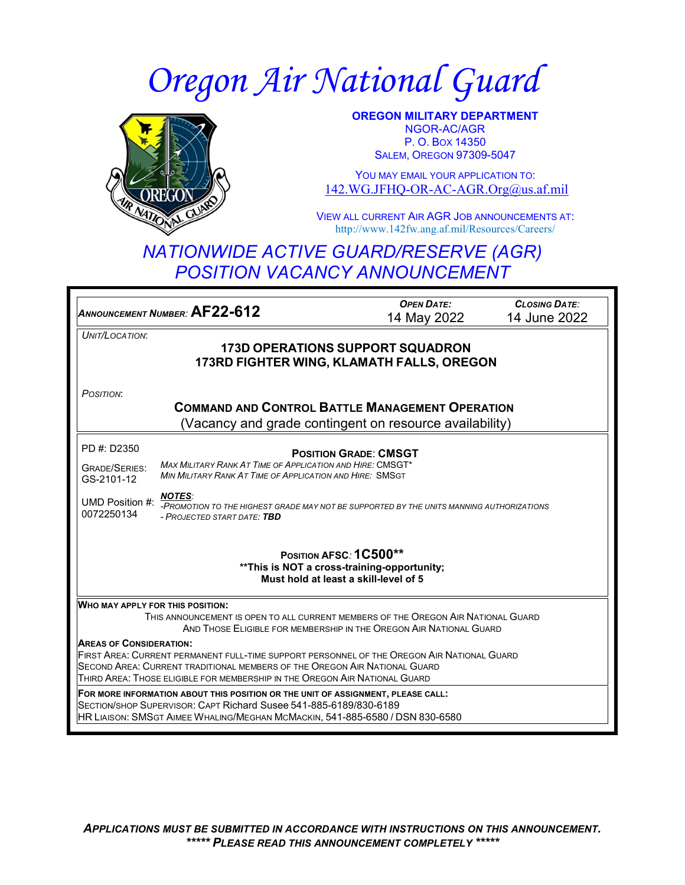# Oregon Air National Guard

**OREGON MILITARY DEPARTMENT**
NGOR-AC/AGR
P. O. BOX 14350
SALEM, OREGON 97309-5047

YOU MAY EMAIL YOUR APPLICATION TO:
142.WG.JFHQ-OR-AC-AGR.Org@us.af.mil

VIEW ALL CURRENT AIR AGR JOB ANNOUNCEMENTS AT:
http://www.142fw.ang.af.mil/Resources/Careers/

## NATIONWIDE ACTIVE GUARD/RESERVE (AGR) POSITION VACANCY ANNOUNCEMENT

| *ANNOUNCEMENT NUMBER:* **AF22-612** | *OPEN DATE:* 14 May 2022 | *CLOSING DATE:* 14 June 2022 |
|---|---|---|

*UNIT/LOCATION*:

**173D OPERATIONS SUPPORT SQUADRON**
**173RD FIGHTER WING, KLAMATH FALLS, OREGON**

*POSITION*:

**COMMAND AND CONTROL BATTLE MANAGEMENT OPERATION**
(Vacancy and grade contingent on resource availability)

PD #: D2350

GRADE/SERIES: GS-2101-12

UMD Position #: 0072250134

**POSITION GRADE: CMSGT**

*MAX MILITARY RANK AT TIME OF APPLICATION AND HIRE:* CMSGT*
*MIN MILITARY RANK AT TIME OF APPLICATION AND HIRE:* SMSGT

***NOTES***:
*-PROMOTION TO THE HIGHEST GRADE MAY NOT BE SUPPORTED BY THE UNITS MANNING AUTHORIZATIONS*
*- PROJECTED START DATE:* ***TBD***

**POSITION AFSC: 1C500****
****This is NOT a cross-training-opportunity;**
**Must hold at least a skill-level of 5**

**WHO MAY APPLY FOR THIS POSITION:**

THIS ANNOUNCEMENT IS OPEN TO ALL CURRENT MEMBERS OF THE OREGON AIR NATIONAL GUARD AND THOSE ELIGIBLE FOR MEMBERSHIP IN THE OREGON AIR NATIONAL GUARD

**AREAS OF CONSIDERATION:**

FIRST AREA: CURRENT PERMANENT FULL-TIME SUPPORT PERSONNEL OF THE OREGON AIR NATIONAL GUARD
SECOND AREA: CURRENT TRADITIONAL MEMBERS OF THE OREGON AIR NATIONAL GUARD
THIRD AREA: THOSE ELIGIBLE FOR MEMBERSHIP IN THE OREGON AIR NATIONAL GUARD

**FOR MORE INFORMATION ABOUT THIS POSITION OR THE UNIT OF ASSIGNMENT, PLEASE CALL:**

SECTION/SHOP SUPERVISOR: CAPT Richard Susee 541-885-6189/830-6189
HR LIAISON: SMSGT AIMEE WHALING/MEGHAN MCMACKIN, 541-885-6580 / DSN 830-6580

***APPLICATIONS MUST BE SUBMITTED IN ACCORDANCE WITH INSTRUCTIONS ON THIS ANNOUNCEMENT.***
***\*\*\*\*\* PLEASE READ THIS ANNOUNCEMENT COMPLETELY \*\*\*\*\****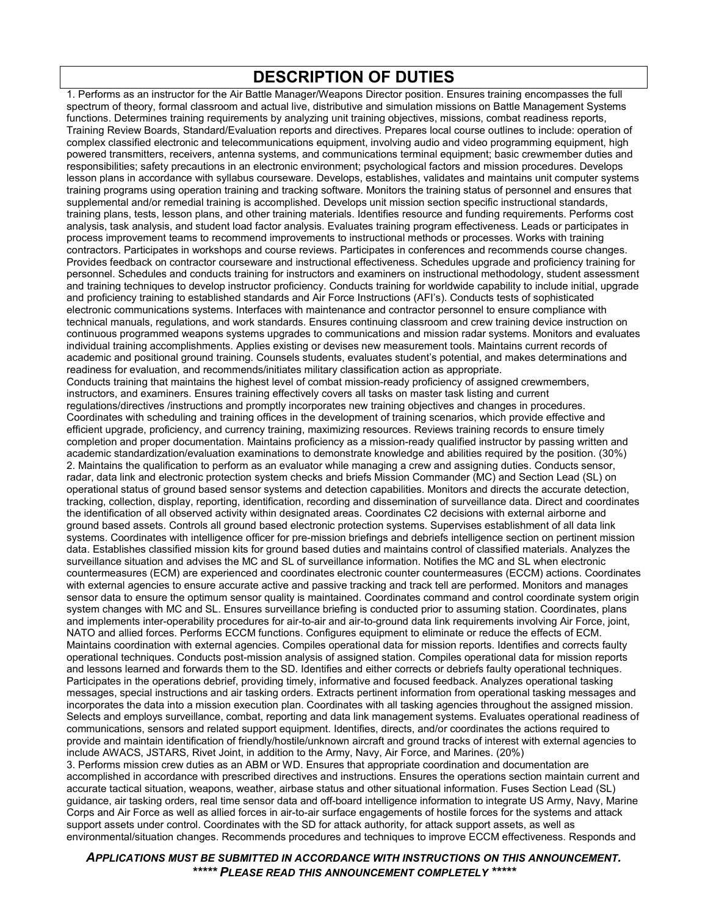## DESCRIPTION OF DUTIES

1. Performs as an instructor for the Air Battle Manager/Weapons Director position. Ensures training encompasses the full spectrum of theory, formal classroom and actual live, distributive and simulation missions on Battle Management Systems functions. Determines training requirements by analyzing unit training objectives, missions, combat readiness reports, Training Review Boards, Standard/Evaluation reports and directives. Prepares local course outlines to include: operation of complex classified electronic and telecommunications equipment, involving audio and video programming equipment, high powered transmitters, receivers, antenna systems, and communications terminal equipment; basic crewmember duties and responsibilities; safety precautions in an electronic environment; psychological factors and mission procedures. Develops lesson plans in accordance with syllabus courseware. Develops, establishes, validates and maintains unit computer systems training programs using operation training and tracking software. Monitors the training status of personnel and ensures that supplemental and/or remedial training is accomplished. Develops unit mission section specific instructional standards, training plans, tests, lesson plans, and other training materials. Identifies resource and funding requirements. Performs cost analysis, task analysis, and student load factor analysis. Evaluates training program effectiveness. Leads or participates in process improvement teams to recommend improvements to instructional methods or processes. Works with training contractors. Participates in workshops and course reviews. Participates in conferences and recommends course changes. Provides feedback on contractor courseware and instructional effectiveness. Schedules upgrade and proficiency training for personnel. Schedules and conducts training for instructors and examiners on instructional methodology, student assessment and training techniques to develop instructor proficiency. Conducts training for worldwide capability to include initial, upgrade and proficiency training to established standards and Air Force Instructions (AFI's). Conducts tests of sophisticated electronic communications systems. Interfaces with maintenance and contractor personnel to ensure compliance with technical manuals, regulations, and work standards. Ensures continuing classroom and crew training device instruction on continuous programmed weapons systems upgrades to communications and mission radar systems. Monitors and evaluates individual training accomplishments. Applies existing or devises new measurement tools. Maintains current records of academic and positional ground training. Counsels students, evaluates student's potential, and makes determinations and readiness for evaluation, and recommends/initiates military classification action as appropriate.
Conducts training that maintains the highest level of combat mission-ready proficiency of assigned crewmembers, instructors, and examiners. Ensures training effectively covers all tasks on master task listing and current regulations/directives /instructions and promptly incorporates new training objectives and changes in procedures. Coordinates with scheduling and training offices in the development of training scenarios, which provide effective and efficient upgrade, proficiency, and currency training, maximizing resources. Reviews training records to ensure timely completion and proper documentation. Maintains proficiency as a mission-ready qualified instructor by passing written and academic standardization/evaluation examinations to demonstrate knowledge and abilities required by the position. (30%)
2. Maintains the qualification to perform as an evaluator while managing a crew and assigning duties. Conducts sensor, radar, data link and electronic protection system checks and briefs Mission Commander (MC) and Section Lead (SL) on operational status of ground based sensor systems and detection capabilities. Monitors and directs the accurate detection, tracking, collection, display, reporting, identification, recording and dissemination of surveillance data. Direct and coordinates the identification of all observed activity within designated areas. Coordinates C2 decisions with external airborne and ground based assets. Controls all ground based electronic protection systems. Supervises establishment of all data link systems. Coordinates with intelligence officer for pre-mission briefings and debriefs intelligence section on pertinent mission data. Establishes classified mission kits for ground based duties and maintains control of classified materials. Analyzes the surveillance situation and advises the MC and SL of surveillance information. Notifies the MC and SL when electronic countermeasures (ECM) are experienced and coordinates electronic counter countermeasures (ECCM) actions. Coordinates with external agencies to ensure accurate active and passive tracking and track tell are performed. Monitors and manages sensor data to ensure the optimum sensor quality is maintained. Coordinates command and control coordinate system origin system changes with MC and SL. Ensures surveillance briefing is conducted prior to assuming station. Coordinates, plans and implements inter-operability procedures for air-to-air and air-to-ground data link requirements involving Air Force, joint, NATO and allied forces. Performs ECCM functions. Configures equipment to eliminate or reduce the effects of ECM. Maintains coordination with external agencies. Compiles operational data for mission reports. Identifies and corrects faulty operational techniques. Conducts post-mission analysis of assigned station. Compiles operational data for mission reports and lessons learned and forwards them to the SD. Identifies and either corrects or debriefs faulty operational techniques. Participates in the operations debrief, providing timely, informative and focused feedback. Analyzes operational tasking messages, special instructions and air tasking orders. Extracts pertinent information from operational tasking messages and incorporates the data into a mission execution plan. Coordinates with all tasking agencies throughout the assigned mission. Selects and employs surveillance, combat, reporting and data link management systems. Evaluates operational readiness of communications, sensors and related support equipment. Identifies, directs, and/or coordinates the actions required to provide and maintain identification of friendly/hostile/unknown aircraft and ground tracks of interest with external agencies to include AWACS, JSTARS, Rivet Joint, in addition to the Army, Navy, Air Force, and Marines. (20%)
3. Performs mission crew duties as an ABM or WD. Ensures that appropriate coordination and documentation are accomplished in accordance with prescribed directives and instructions. Ensures the operations section maintain current and accurate tactical situation, weapons, weather, airbase status and other situational information. Fuses Section Lead (SL) guidance, air tasking orders, real time sensor data and off-board intelligence information to integrate US Army, Navy, Marine Corps and Air Force as well as allied forces in air-to-air surface engagements of hostile forces for the systems and attack support assets under control. Coordinates with the SD for attack authority, for attack support assets, as well as environmental/situation changes. Recommends procedures and techniques to improve ECCM effectiveness. Responds and

***APPLICATIONS MUST BE SUBMITTED IN ACCORDANCE WITH INSTRUCTIONS ON THIS ANNOUNCEMENT.***
***\*\*\*\*\* PLEASE READ THIS ANNOUNCEMENT COMPLETELY \*\*\*\*\****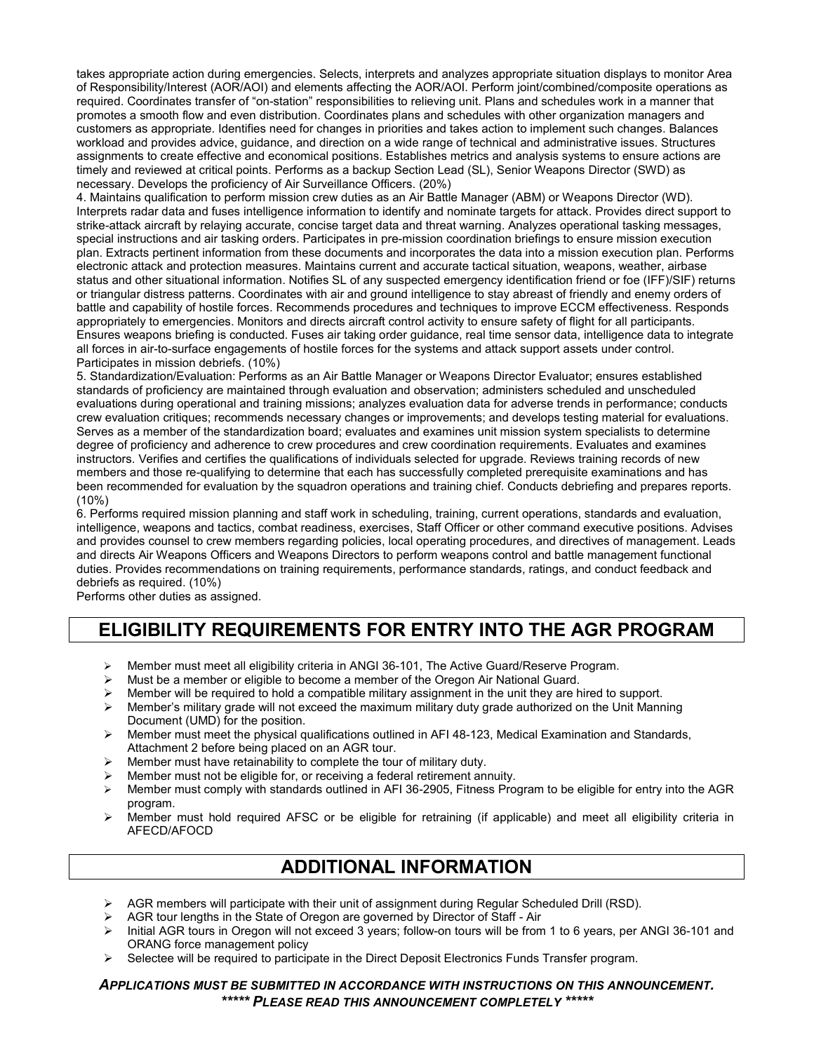takes appropriate action during emergencies. Selects, interprets and analyzes appropriate situation displays to monitor Area of Responsibility/Interest (AOR/AOI) and elements affecting the AOR/AOI. Perform joint/combined/composite operations as required. Coordinates transfer of "on-station" responsibilities to relieving unit. Plans and schedules work in a manner that promotes a smooth flow and even distribution. Coordinates plans and schedules with other organization managers and customers as appropriate. Identifies need for changes in priorities and takes action to implement such changes. Balances workload and provides advice, guidance, and direction on a wide range of technical and administrative issues. Structures assignments to create effective and economical positions. Establishes metrics and analysis systems to ensure actions are timely and reviewed at critical points. Performs as a backup Section Lead (SL), Senior Weapons Director (SWD) as necessary. Develops the proficiency of Air Surveillance Officers. (20%)

4. Maintains qualification to perform mission crew duties as an Air Battle Manager (ABM) or Weapons Director (WD). Interprets radar data and fuses intelligence information to identify and nominate targets for attack. Provides direct support to strike-attack aircraft by relaying accurate, concise target data and threat warning. Analyzes operational tasking messages, special instructions and air tasking orders. Participates in pre-mission coordination briefings to ensure mission execution plan. Extracts pertinent information from these documents and incorporates the data into a mission execution plan. Performs electronic attack and protection measures. Maintains current and accurate tactical situation, weapons, weather, airbase status and other situational information. Notifies SL of any suspected emergency identification friend or foe (IFF)/SIF) returns or triangular distress patterns. Coordinates with air and ground intelligence to stay abreast of friendly and enemy orders of battle and capability of hostile forces. Recommends procedures and techniques to improve ECCM effectiveness. Responds appropriately to emergencies. Monitors and directs aircraft control activity to ensure safety of flight for all participants. Ensures weapons briefing is conducted. Fuses air taking order guidance, real time sensor data, intelligence data to integrate all forces in air-to-surface engagements of hostile forces for the systems and attack support assets under control. Participates in mission debriefs. (10%)

5. Standardization/Evaluation: Performs as an Air Battle Manager or Weapons Director Evaluator; ensures established standards of proficiency are maintained through evaluation and observation; administers scheduled and unscheduled evaluations during operational and training missions; analyzes evaluation data for adverse trends in performance; conducts crew evaluation critiques; recommends necessary changes or improvements; and develops testing material for evaluations. Serves as a member of the standardization board; evaluates and examines unit mission system specialists to determine degree of proficiency and adherence to crew procedures and crew coordination requirements. Evaluates and examines instructors. Verifies and certifies the qualifications of individuals selected for upgrade. Reviews training records of new members and those re-qualifying to determine that each has successfully completed prerequisite examinations and has been recommended for evaluation by the squadron operations and training chief. Conducts debriefing and prepares reports. (10%)

6. Performs required mission planning and staff work in scheduling, training, current operations, standards and evaluation, intelligence, weapons and tactics, combat readiness, exercises, Staff Officer or other command executive positions. Advises and provides counsel to crew members regarding policies, local operating procedures, and directives of management. Leads and directs Air Weapons Officers and Weapons Directors to perform weapons control and battle management functional duties. Provides recommendations on training requirements, performance standards, ratings, and conduct feedback and debriefs as required. (10%)

Performs other duties as assigned.

## ELIGIBILITY REQUIREMENTS FOR ENTRY INTO THE AGR PROGRAM

- Member must meet all eligibility criteria in ANGI 36-101, The Active Guard/Reserve Program.
- Must be a member or eligible to become a member of the Oregon Air National Guard.
- Member will be required to hold a compatible military assignment in the unit they are hired to support.
- Member's military grade will not exceed the maximum military duty grade authorized on the Unit Manning Document (UMD) for the position.
- Member must meet the physical qualifications outlined in AFI 48-123, Medical Examination and Standards, Attachment 2 before being placed on an AGR tour.
- Member must have retainability to complete the tour of military duty.
- Member must not be eligible for, or receiving a federal retirement annuity.
- Member must comply with standards outlined in AFI 36-2905, Fitness Program to be eligible for entry into the AGR program.
- Member must hold required AFSC or be eligible for retraining (if applicable) and meet all eligibility criteria in AFECD/AFOCD

## ADDITIONAL INFORMATION

- AGR members will participate with their unit of assignment during Regular Scheduled Drill (RSD).
- AGR tour lengths in the State of Oregon are governed by Director of Staff - Air
- Initial AGR tours in Oregon will not exceed 3 years; follow-on tours will be from 1 to 6 years, per ANGI 36-101 and ORANG force management policy
- Selectee will be required to participate in the Direct Deposit Electronics Funds Transfer program.

***APPLICATIONS MUST BE SUBMITTED IN ACCORDANCE WITH INSTRUCTIONS ON THIS ANNOUNCEMENT.***

***\*\*\*\*\* PLEASE READ THIS ANNOUNCEMENT COMPLETELY \*\*\*\*\****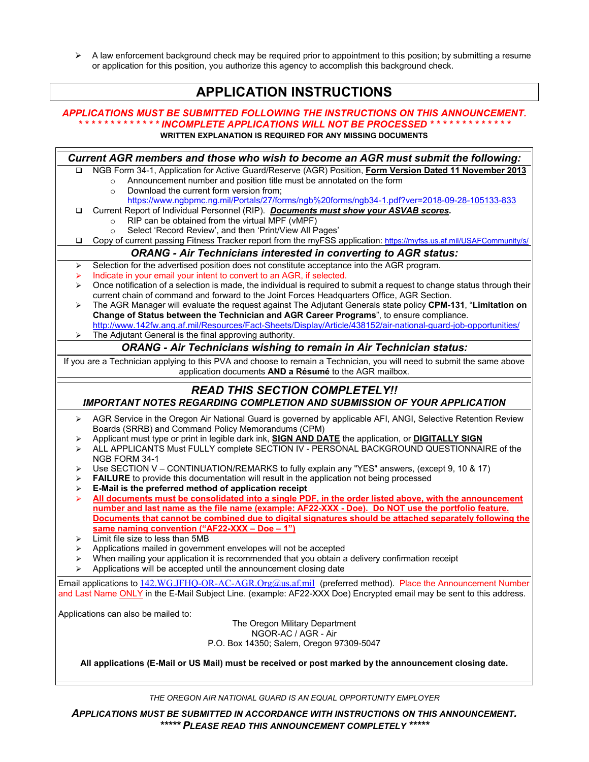- A law enforcement background check may be required prior to appointment to this position; by submitting a resume or application for this position, you authorize this agency to accomplish this background check.

# APPLICATION INSTRUCTIONS

***APPLICATIONS MUST BE SUBMITTED FOLLOWING THE INSTRUCTIONS ON THIS ANNOUNCEMENT.***

***\* \* \* \* \* \* \* \* \* \* \* \* \* INCOMPLETE APPLICATIONS WILL NOT BE PROCESSED \* \* \* \* \* \* \* \* \* \* \* \* \****

**WRITTEN EXPLANATION IS REQUIRED FOR ANY MISSING DOCUMENTS**

## *Current AGR members and those who wish to become an AGR must submit the following:*

- NGB Form 34-1, Application for Active Guard/Reserve (AGR) Position, **Form Version Dated 11 November 2013**
  - Announcement number and position title must be annotated on the form
  - Download the current form version from; https://www.ngbpmc.ng.mil/Portals/27/forms/ngb%20forms/ngb34-1.pdf?ver=2018-09-28-105133-833
- Current Report of Individual Personnel (RIP). ***Documents must show your ASVAB scores***.
  - RIP can be obtained from the virtual MPF (vMPF)
  - Select 'Record Review', and then 'Print/View All Pages'
- Copy of current passing Fitness Tracker report from the myFSS application: https://myfss.us.af.mil/USAFCommunity/s/

## *ORANG - Air Technicians interested in converting to AGR status:*

- Selection for the advertised position does not constitute acceptance into the AGR program.
- Indicate in your email your intent to convert to an AGR, if selected.
- Once notification of a selection is made, the individual is required to submit a request to change status through their current chain of command and forward to the Joint Forces Headquarters Office, AGR Section.
- The AGR Manager will evaluate the request against The Adjutant Generals state policy **CPM-131**, "**Limitation on Change of Status between the Technician and AGR Career Programs**", to ensure compliance. http://www.142fw.ang.af.mil/Resources/Fact-Sheets/Display/Article/438152/air-national-guard-job-opportunities/
- The Adjutant General is the final approving authority.

## *ORANG - Air Technicians wishing to remain in Air Technician status:*

If you are a Technician applying to this PVA and choose to remain a Technician, you will need to submit the same above application documents **AND a Résumé** to the AGR mailbox.

## *READ THIS SECTION COMPLETELY!!*

### *IMPORTANT NOTES REGARDING COMPLETION AND SUBMISSION OF YOUR APPLICATION*

- AGR Service in the Oregon Air National Guard is governed by applicable AFI, ANGI, Selective Retention Review Boards (SRRB) and Command Policy Memorandums (CPM)
- Applicant must type or print in legible dark ink, **SIGN AND DATE** the application, or **DIGITALLY SIGN**
- ALL APPLICANTS Must FULLY complete SECTION IV - PERSONAL BACKGROUND QUESTIONNAIRE of the NGB FORM 34-1
- Use SECTION V – CONTINUATION/REMARKS to fully explain any "YES" answers, (except 9, 10 & 17)
- **FAILURE** to provide this documentation will result in the application not being processed
- **E-Mail is the preferred method of application receipt**
- **All documents must be consolidated into a single PDF, in the order listed above, with the announcement number and last name as the file name (example: AF22-XXX - Doe). Do NOT use the portfolio feature. Documents that cannot be combined due to digital signatures should be attached separately following the same naming convention ("AF22-XXX – Doe – 1")**
- Limit file size to less than 5MB
- Applications mailed in government envelopes will not be accepted
- When mailing your application it is recommended that you obtain a delivery confirmation receipt
- Applications will be accepted until the announcement closing date

Email applications to 142.WG.JFHQ-OR-AC-AGR.Org@us.af.mil (preferred method). Place the Announcement Number and Last Name ONLY in the E-Mail Subject Line. (example: AF22-XXX Doe) Encrypted email may be sent to this address.

Applications can also be mailed to:

The Oregon Military Department
NGOR-AC / AGR - Air
P.O. Box 14350; Salem, Oregon 97309-5047

**All applications (E-Mail or US Mail) must be received or post marked by the announcement closing date.**

*THE OREGON AIR NATIONAL GUARD IS AN EQUAL OPPORTUNITY EMPLOYER*

***APPLICATIONS MUST BE SUBMITTED IN ACCORDANCE WITH INSTRUCTIONS ON THIS ANNOUNCEMENT.***
***\*\*\*\*\* PLEASE READ THIS ANNOUNCEMENT COMPLETELY \*\*\*\*\****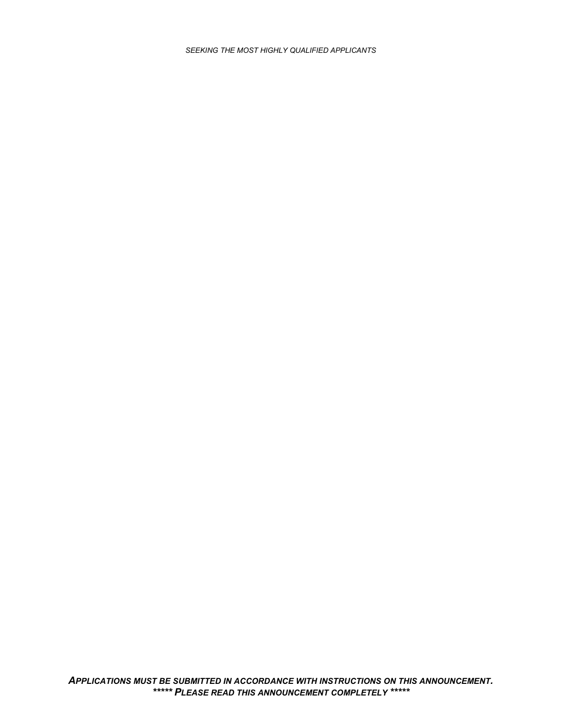***APPLICATIONS MUST BE SUBMITTED IN ACCORDANCE WITH INSTRUCTIONS ON THIS ANNOUNCEMENT.***

***\*\*\*\*\* PLEASE READ THIS ANNOUNCEMENT COMPLETELY \*\*\*\*\****